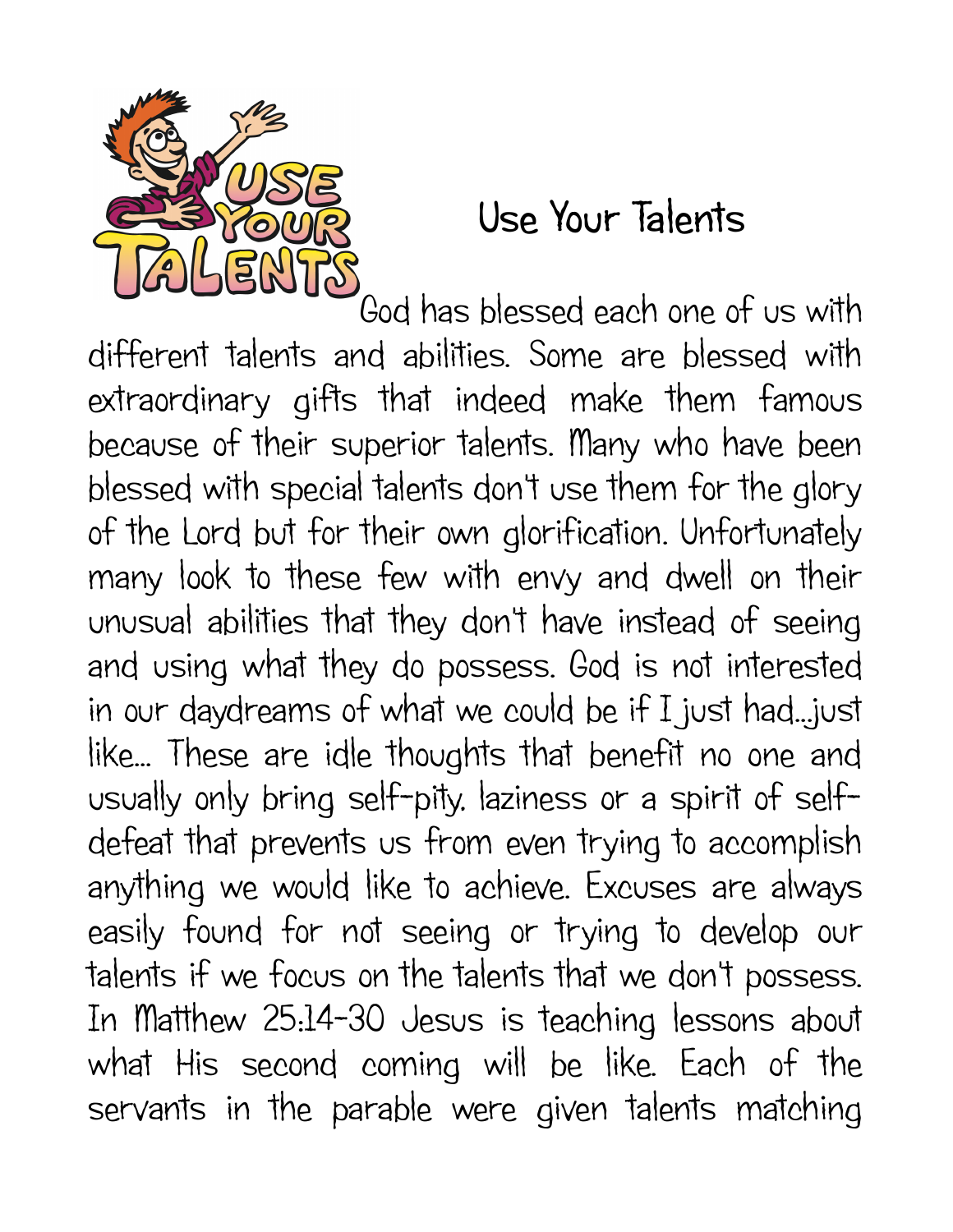# Use Your Talents

God has blessed each one of us with different talents and abilities. Some are blessed with extraordinary gifts that indeed make them famous because of their superior talents. Many who have been blessed with special talents don't use them for the glory of the Lord but for their own glorification. Unfortunately many look to these few with envy and dwell on their unusual abilities that they don't have instead of seeing and using what they do possess. God is not interested in our daydreams of what we could be if I just had...just like... These are idle thoughts that benefit no one and usually only bring self-pity, laziness or a spirit of self-defeat that prevents us from even trying to accomplish anything we would like to achieve. Excuses are always easily found for not seeing or trying to develop our talents if we focus on the talents that we don't possess. In Matthew 25:14-30 Jesus is teaching lessons about what His second coming will be like. Each of the servants in the parable were given talents matching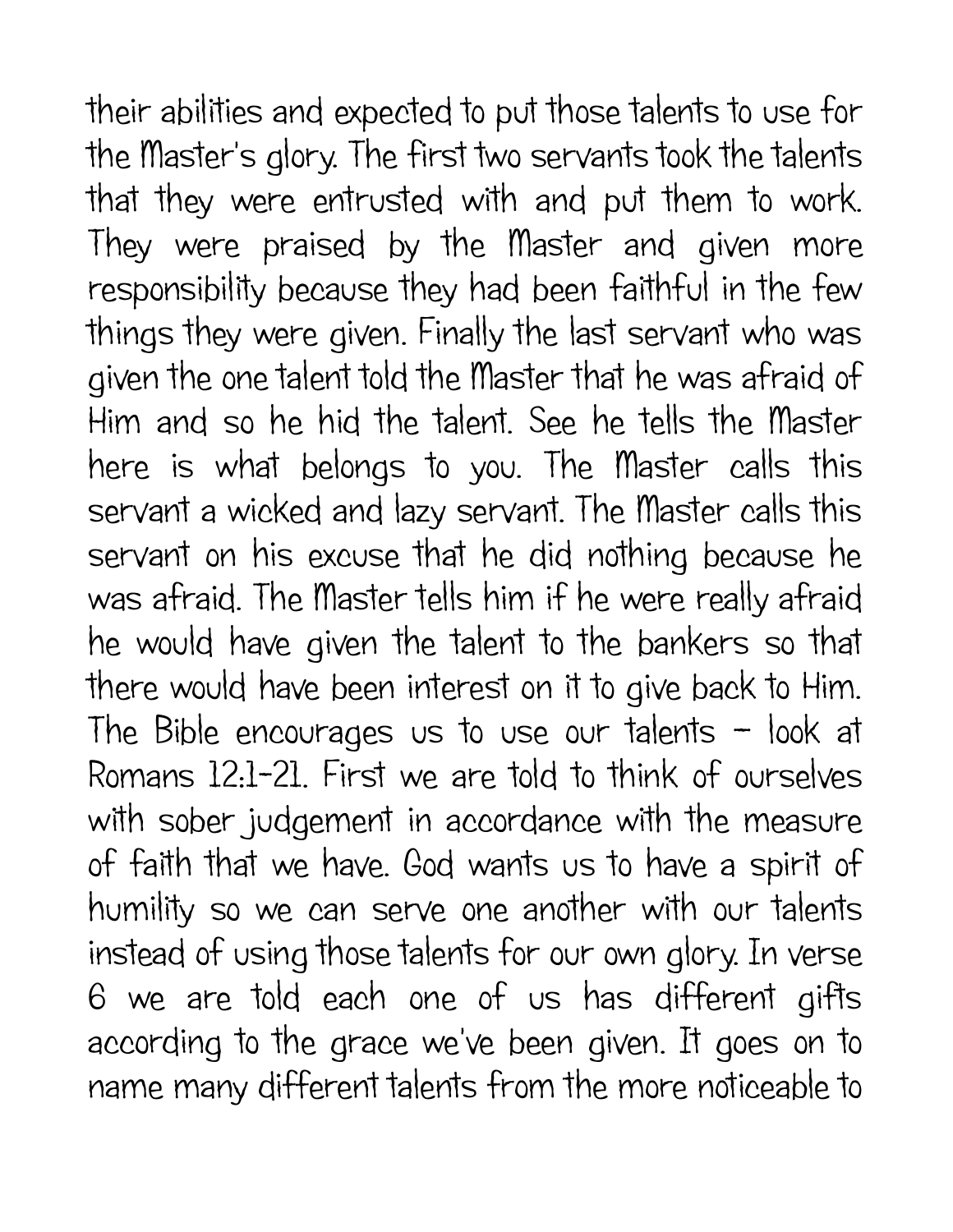their abilities and expected to put those talents to use for the Master's glory. The first two servants took the talents that they were entrusted with and put them to work. They were praised by the Master and given more responsibility because they had been faithful in the few things they were given. Finally the last servant who was given the one talent told the Master that he was afraid of Him and so he hid the talent. See he tells the Master here is what belongs to you. The Master calls this servant a wicked and lazy servant. The Master calls this servant on his excuse that he did nothing because he was afraid. The Master tells him if he were really afraid he would have given the talent to the bankers so that there would have been interest on it to give back to Him. The Bible encourages us to use our talents – look at Romans 12:1-21. First we are told to think of ourselves with sober judgement in accordance with the measure of faith that we have. God wants us to have a spirit of humility so we can serve one another with our talents instead of using those talents for our own glory. In verse 6 we are told each one of us has different gifts according to the grace we've been given. It goes on to name many different talents from the more noticeable to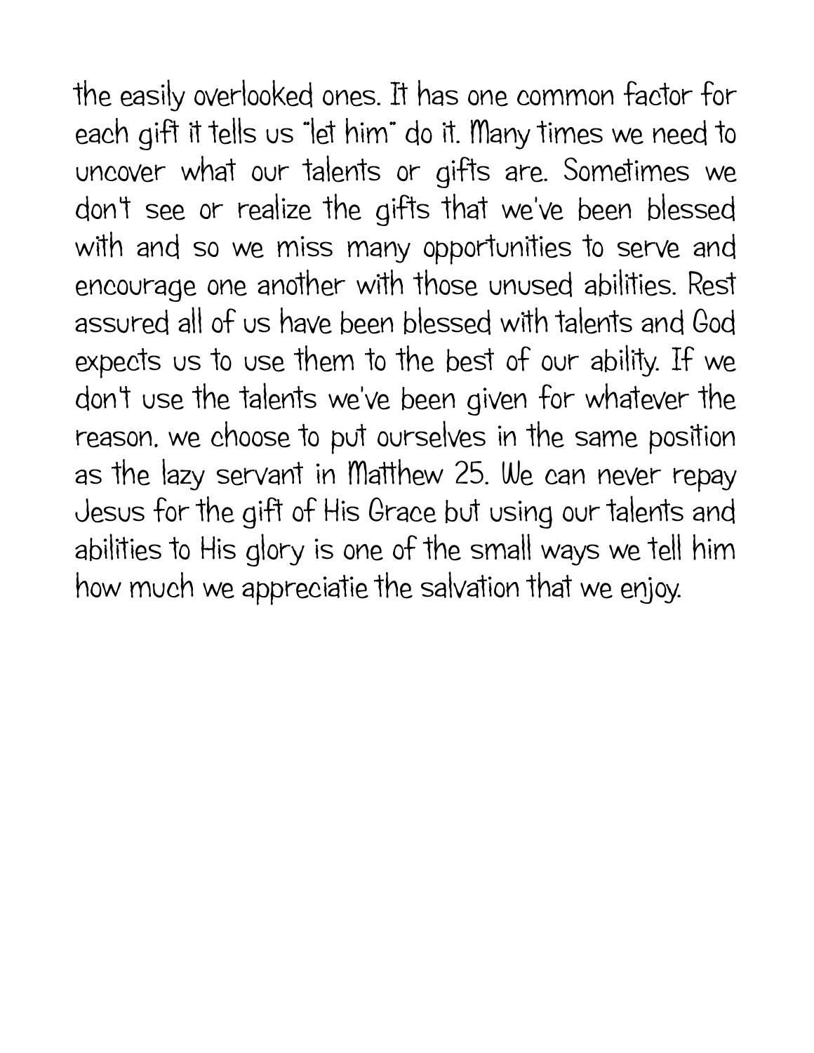the easily overlooked ones. It has one common factor for each gift it tells us "let him" do it. Many times we need to uncover what our talents or gifts are. Sometimes we don't see or realize the gifts that we've been blessed with and so we miss many opportunities to serve and encourage one another with those unused abilities. Rest assured all of us have been blessed with talents and God expects us to use them to the best of our ability. If we don't use the talents we've been given for whatever the reason. we choose to put ourselves in the same position as the lazy servant in Matthew 25. We can never repay Jesus for the gift of His Grace but using our talents and abilities to His glory is one of the small ways we tell him how much we appreciatie the salvation that we enjoy.